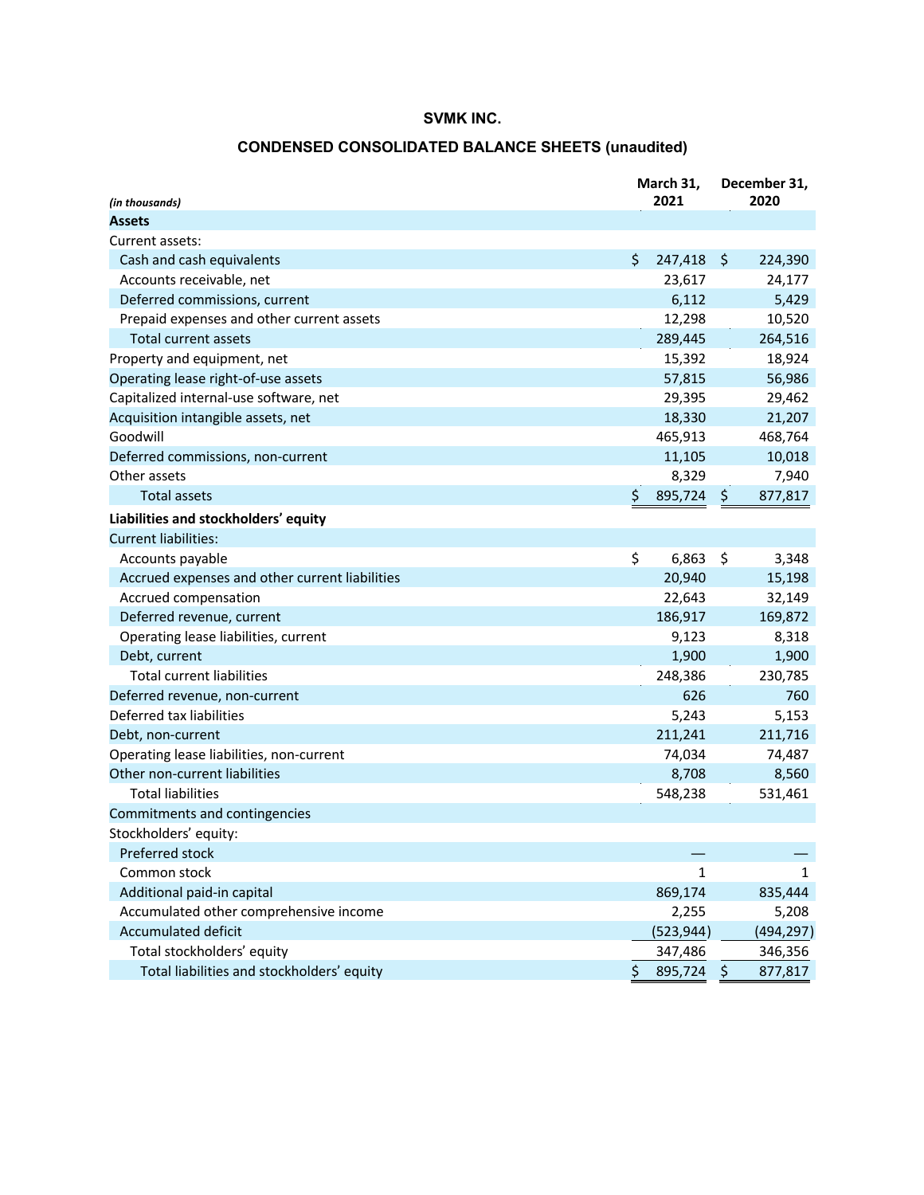# SVMK INC.

## CONDENSED CONSOLIDATED BALANCE SHEETS (unaudited)

| *(in thousands)* | March 31, 2021 | December 31, 2020 |
|---|---|---|
| **Assets** | | |
| Current assets: | | |
| Cash and cash equivalents | $ 247,418 | $ 224,390 |
| Accounts receivable, net | 23,617 | 24,177 |
| Deferred commissions, current | 6,112 | 5,429 |
| Prepaid expenses and other current assets | 12,298 | 10,520 |
| Total current assets | 289,445 | 264,516 |
| Property and equipment, net | 15,392 | 18,924 |
| Operating lease right-of-use assets | 57,815 | 56,986 |
| Capitalized internal-use software, net | 29,395 | 29,462 |
| Acquisition intangible assets, net | 18,330 | 21,207 |
| Goodwill | 465,913 | 468,764 |
| Deferred commissions, non-current | 11,105 | 10,018 |
| Other assets | 8,329 | 7,940 |
| Total assets | $ 895,724 | $ 877,817 |
| **Liabilities and stockholders' equity** | | |
| Current liabilities: | | |
| Accounts payable | $ 6,863 | $ 3,348 |
| Accrued expenses and other current liabilities | 20,940 | 15,198 |
| Accrued compensation | 22,643 | 32,149 |
| Deferred revenue, current | 186,917 | 169,872 |
| Operating lease liabilities, current | 9,123 | 8,318 |
| Debt, current | 1,900 | 1,900 |
| Total current liabilities | 248,386 | 230,785 |
| Deferred revenue, non-current | 626 | 760 |
| Deferred tax liabilities | 5,243 | 5,153 |
| Debt, non-current | 211,241 | 211,716 |
| Operating lease liabilities, non-current | 74,034 | 74,487 |
| Other non-current liabilities | 8,708 | 8,560 |
| Total liabilities | 548,238 | 531,461 |
| Commitments and contingencies | | |
| Stockholders' equity: | | |
| Preferred stock | — | — |
| Common stock | 1 | 1 |
| Additional paid-in capital | 869,174 | 835,444 |
| Accumulated other comprehensive income | 2,255 | 5,208 |
| Accumulated deficit | (523,944) | (494,297) |
| Total stockholders' equity | 347,486 | 346,356 |
| Total liabilities and stockholders' equity | $ 895,724 | $ 877,817 |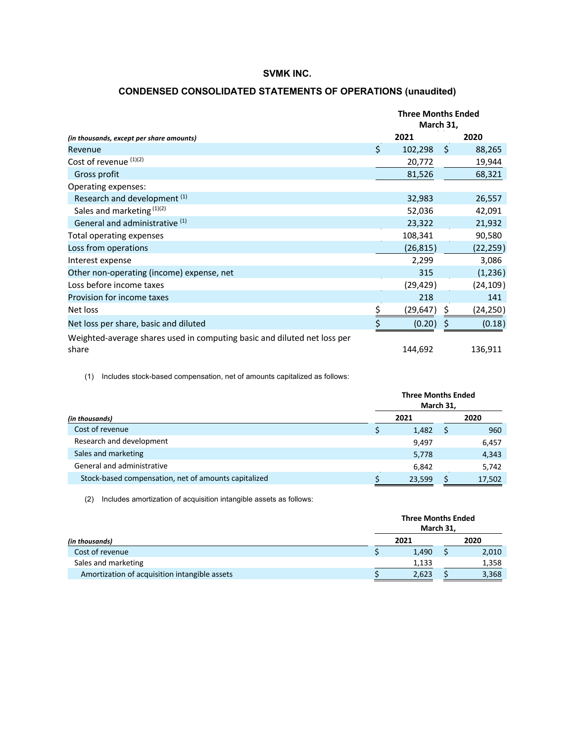# SVMK INC.

## CONDENSED CONSOLIDATED STATEMENTS OF OPERATIONS (unaudited)

| *(in thousands, except per share amounts)* | Three Months Ended March 31, 2021 | Three Months Ended March 31, 2020 |
|---|---|---|
| Revenue | $ 102,298 | $ 88,265 |
| Cost of revenue [(1)(2)] | 20,772 | 19,944 |
| Gross profit | 81,526 | 68,321 |
| Operating expenses: | | |
| Research and development [(1)] | 32,983 | 26,557 |
| Sales and marketing [(1)(2)] | 52,036 | 42,091 |
| General and administrative [(1)] | 23,322 | 21,932 |
| Total operating expenses | 108,341 | 90,580 |
| Loss from operations | (26,815) | (22,259) |
| Interest expense | 2,299 | 3,086 |
| Other non-operating (income) expense, net | 315 | (1,236) |
| Loss before income taxes | (29,429) | (24,109) |
| Provision for income taxes | 218 | 141 |
| Net loss | $ (29,647) | $ (24,250) |
| Net loss per share, basic and diluted | $ (0.20) | $ (0.18) |
| Weighted-average shares used in computing basic and diluted net loss per share | 144,692 | 136,911 |

(1) Includes stock-based compensation, net of amounts capitalized as follows:

| *(in thousands)* | Three Months Ended March 31, 2021 | Three Months Ended March 31, 2020 |
|---|---|---|
| Cost of revenue | $ 1,482 | $ 960 |
| Research and development | 9,497 | 6,457 |
| Sales and marketing | 5,778 | 4,343 |
| General and administrative | 6,842 | 5,742 |
| Stock-based compensation, net of amounts capitalized | $ 23,599 | $ 17,502 |

(2) Includes amortization of acquisition intangible assets as follows:

| *(in thousands)* | Three Months Ended March 31, 2021 | Three Months Ended March 31, 2020 |
|---|---|---|
| Cost of revenue | $ 1,490 | $ 2,010 |
| Sales and marketing | 1,133 | 1,358 |
| Amortization of acquisition intangible assets | $ 2,623 | $ 3,368 |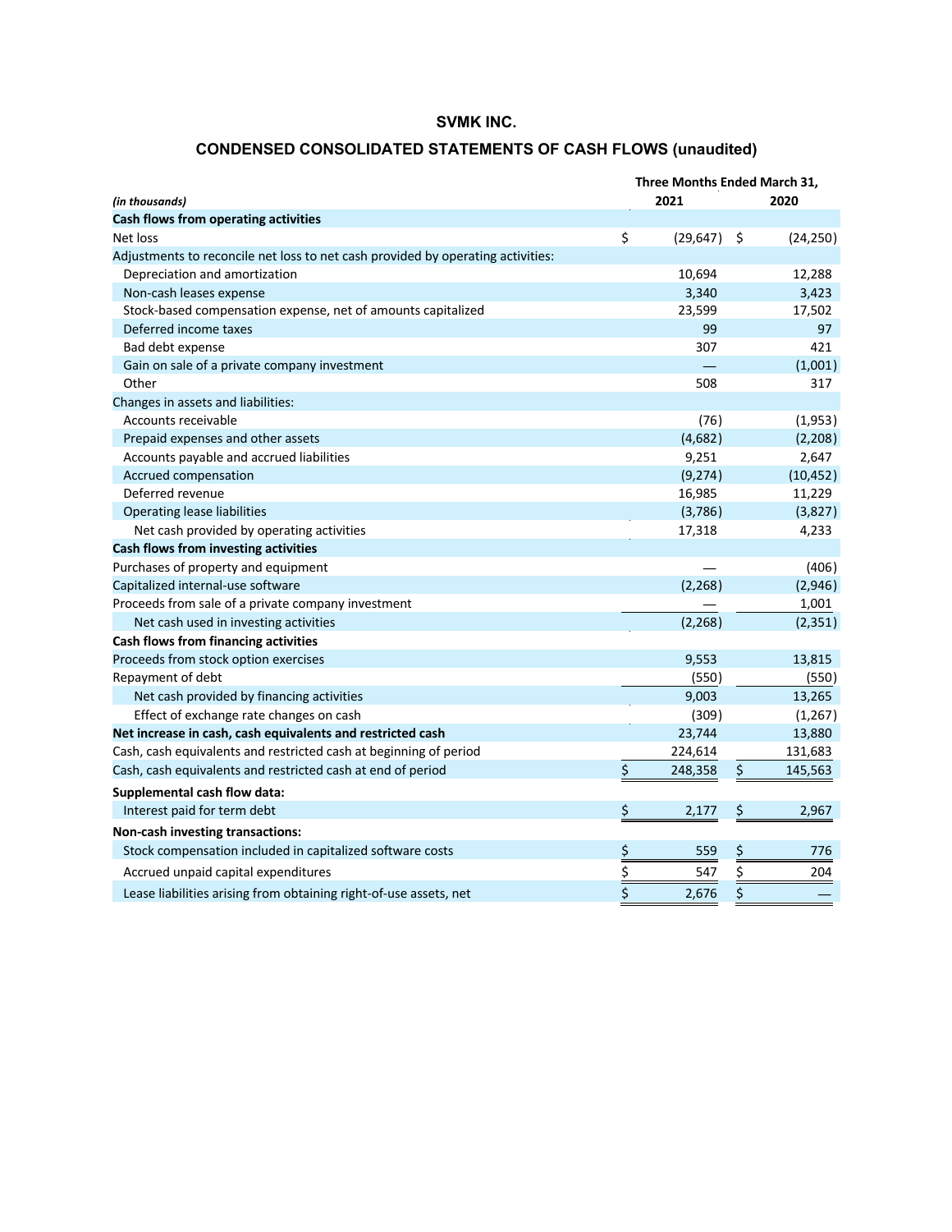# SVMK INC.

## CONDENSED CONSOLIDATED STATEMENTS OF CASH FLOWS (unaudited)

| *(in thousands)* | Three Months Ended March 31, 2021 | 2020 |
|---|---|---|
| **Cash flows from operating activities** | | |
| Net loss | $ (29,647) | $ (24,250) |
| Adjustments to reconcile net loss to net cash provided by operating activities: | | |
| Depreciation and amortization | 10,694 | 12,288 |
| Non-cash leases expense | 3,340 | 3,423 |
| Stock-based compensation expense, net of amounts capitalized | 23,599 | 17,502 |
| Deferred income taxes | 99 | 97 |
| Bad debt expense | 307 | 421 |
| Gain on sale of a private company investment | — | (1,001) |
| Other | 508 | 317 |
| Changes in assets and liabilities: | | |
| Accounts receivable | (76) | (1,953) |
| Prepaid expenses and other assets | (4,682) | (2,208) |
| Accounts payable and accrued liabilities | 9,251 | 2,647 |
| Accrued compensation | (9,274) | (10,452) |
| Deferred revenue | 16,985 | 11,229 |
| Operating lease liabilities | (3,786) | (3,827) |
| Net cash provided by operating activities | 17,318 | 4,233 |
| **Cash flows from investing activities** | | |
| Purchases of property and equipment | — | (406) |
| Capitalized internal-use software | (2,268) | (2,946) |
| Proceeds from sale of a private company investment | — | 1,001 |
| Net cash used in investing activities | (2,268) | (2,351) |
| **Cash flows from financing activities** | | |
| Proceeds from stock option exercises | 9,553 | 13,815 |
| Repayment of debt | (550) | (550) |
| Net cash provided by financing activities | 9,003 | 13,265 |
| Effect of exchange rate changes on cash | (309) | (1,267) |
| **Net increase in cash, cash equivalents and restricted cash** | 23,744 | 13,880 |
| Cash, cash equivalents and restricted cash at beginning of period | 224,614 | 131,683 |
| Cash, cash equivalents and restricted cash at end of period | $ 248,358 | $ 145,563 |
| **Supplemental cash flow data:** | | |
| Interest paid for term debt | $ 2,177 | $ 2,967 |
| **Non-cash investing transactions:** | | |
| Stock compensation included in capitalized software costs | $ 559 | $ 776 |
| Accrued unpaid capital expenditures | $ 547 | $ 204 |
| Lease liabilities arising from obtaining right-of-use assets, net | $ 2,676 | $ — |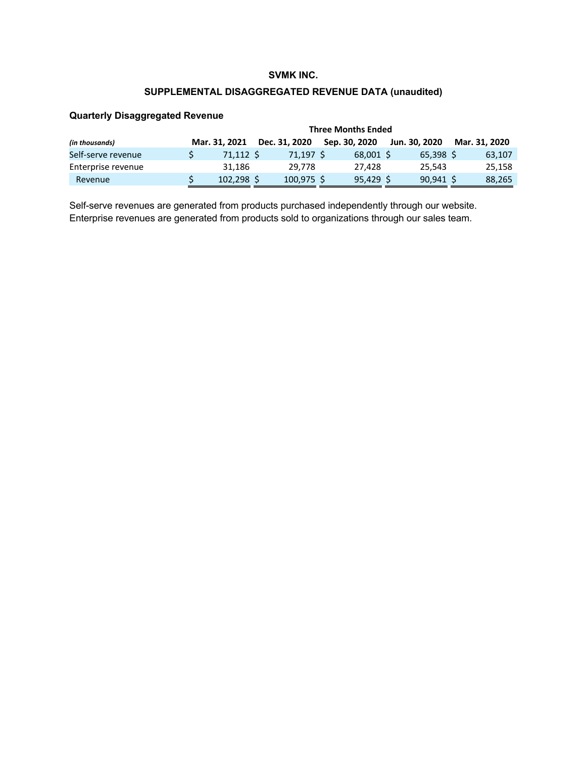**SVMK INC.**

**SUPPLEMENTAL DISAGGREGATED REVENUE DATA (unaudited)**

### Quarterly Disaggregated Revenue

| | Three Months Ended | | | | |
|---|---|---|---|---|---|
| *(in thousands)* | Mar. 31, 2021 | Dec. 31, 2020 | Sep. 30, 2020 | Jun. 30, 2020 | Mar. 31, 2020 |
| Self-serve revenue | $ 71,112 | $ 71,197 | $ 68,001 | $ 65,398 | $ 63,107 |
| Enterprise revenue | 31,186 | 29,778 | 27,428 | 25,543 | 25,158 |
| Revenue | $ 102,298 | $ 100,975 | $ 95,429 | $ 90,941 | $ 88,265 |

Self-serve revenues are generated from products purchased independently through our website. Enterprise revenues are generated from products sold to organizations through our sales team.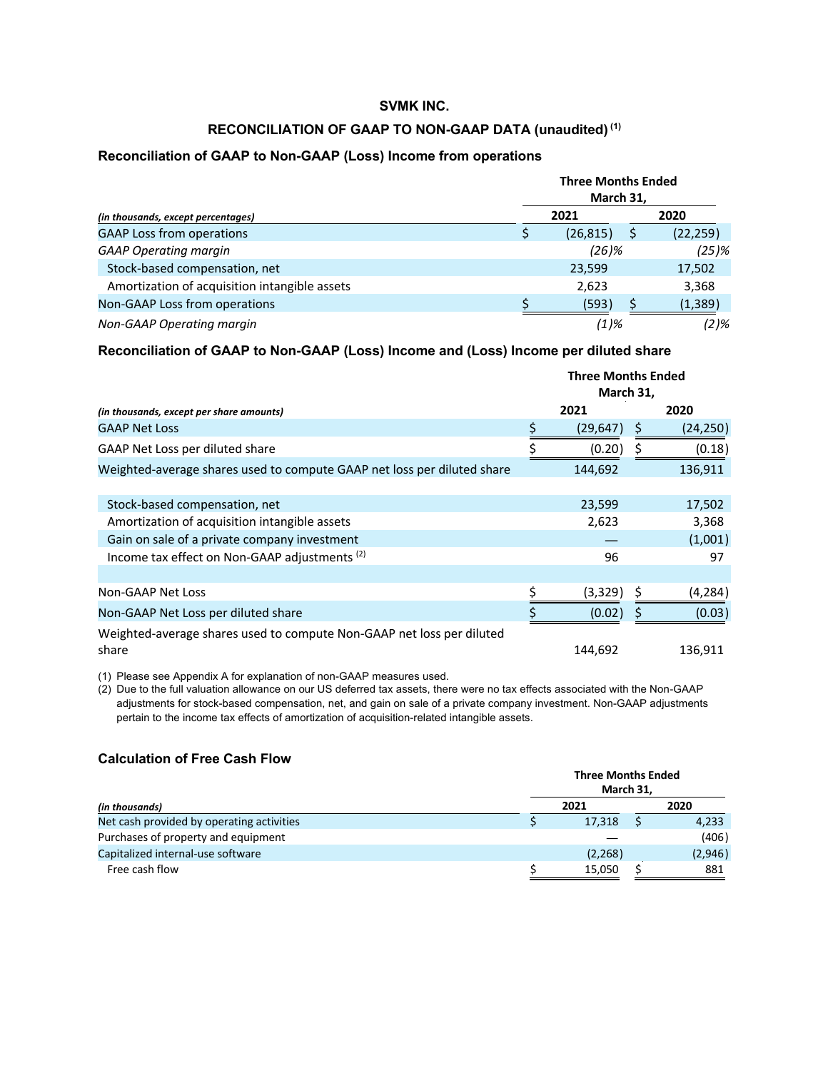**SVMK INC.**

**RECONCILIATION OF GAAP TO NON-GAAP DATA (unaudited) [(1)]**

### Reconciliation of GAAP to Non-GAAP (Loss) Income from operations

| *(in thousands, except percentages)* | Three Months Ended March 31, 2021 | 2020 |
|---|---|---|
| GAAP Loss from operations | $ (26,815) | $ (22,259) |
| *GAAP Operating margin* | *(26)%* | *(25)%* |
| Stock-based compensation, net | 23,599 | 17,502 |
| Amortization of acquisition intangible assets | 2,623 | 3,368 |
| Non-GAAP Loss from operations | $ (593) | $ (1,389) |
| *Non-GAAP Operating margin* | *(1)%* | *(2)%* |

### Reconciliation of GAAP to Non-GAAP (Loss) Income and (Loss) Income per diluted share

| *(in thousands, except per share amounts)* | Three Months Ended March 31, 2021 | 2020 |
|---|---|---|
| GAAP Net Loss | $ (29,647) | $ (24,250) |
| GAAP Net Loss per diluted share | $ (0.20) | $ (0.18) |
| Weighted-average shares used to compute GAAP net loss per diluted share | 144,692 | 136,911 |
| | | |
| Stock-based compensation, net | 23,599 | 17,502 |
| Amortization of acquisition intangible assets | 2,623 | 3,368 |
| Gain on sale of a private company investment | — | (1,001) |
| Income tax effect on Non-GAAP adjustments [(2)] | 96 | 97 |
| | | |
| Non-GAAP Net Loss | $ (3,329) | $ (4,284) |
| Non-GAAP Net Loss per diluted share | $ (0.02) | $ (0.03) |
| Weighted-average shares used to compute Non-GAAP net loss per diluted share | 144,692 | 136,911 |

(1) Please see Appendix A for explanation of non-GAAP measures used.

(2) Due to the full valuation allowance on our US deferred tax assets, there were no tax effects associated with the Non-GAAP adjustments for stock-based compensation, net, and gain on sale of a private company investment. Non-GAAP adjustments pertain to the income tax effects of amortization of acquisition-related intangible assets.

### Calculation of Free Cash Flow

| *(in thousands)* | Three Months Ended March 31, 2021 | 2020 |
|---|---|---|
| Net cash provided by operating activities | $ 17,318 | $ 4,233 |
| Purchases of property and equipment | — | (406) |
| Capitalized internal-use software | (2,268) | (2,946) |
| Free cash flow | $ 15,050 | $ 881 |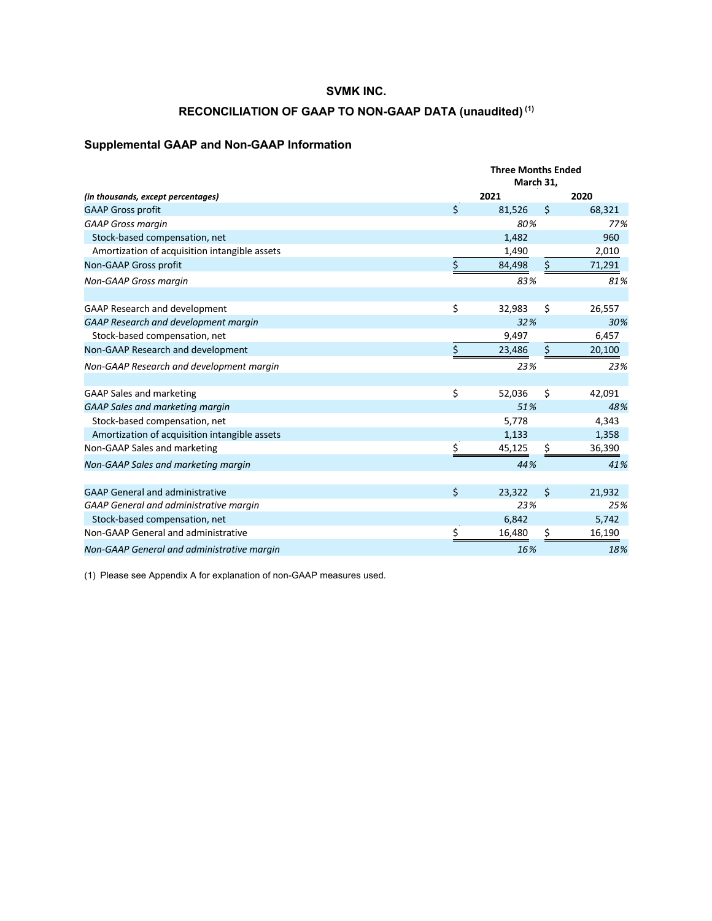# SVMK INC.

## RECONCILIATION OF GAAP TO NON-GAAP DATA (unaudited) (1)

### Supplemental GAAP and Non-GAAP Information

| | Three Months Ended March 31, | |
|---|---|---|
| *(in thousands, except percentages)* | **2021** | **2020** |
| GAAP Gross profit | $ 81,526 | $ 68,321 |
| *GAAP Gross margin* | *80%* | *77%* |
| Stock-based compensation, net | 1,482 | 960 |
| Amortization of acquisition intangible assets | 1,490 | 2,010 |
| Non-GAAP Gross profit | $ 84,498 | $ 71,291 |
| *Non-GAAP Gross margin* | *83%* | *81%* |
| | | |
| GAAP Research and development | $ 32,983 | $ 26,557 |
| *GAAP Research and development margin* | *32%* | *30%* |
| Stock-based compensation, net | 9,497 | 6,457 |
| Non-GAAP Research and development | $ 23,486 | $ 20,100 |
| *Non-GAAP Research and development margin* | *23%* | *23%* |
| | | |
| GAAP Sales and marketing | $ 52,036 | $ 42,091 |
| *GAAP Sales and marketing margin* | *51%* | *48%* |
| Stock-based compensation, net | 5,778 | 4,343 |
| Amortization of acquisition intangible assets | 1,133 | 1,358 |
| Non-GAAP Sales and marketing | $ 45,125 | $ 36,390 |
| *Non-GAAP Sales and marketing margin* | *44%* | *41%* |
| | | |
| GAAP General and administrative | $ 23,322 | $ 21,932 |
| *GAAP General and administrative margin* | *23%* | *25%* |
| Stock-based compensation, net | 6,842 | 5,742 |
| Non-GAAP General and administrative | $ 16,480 | $ 16,190 |
| *Non-GAAP General and administrative margin* | *16%* | *18%* |

(1) Please see Appendix A for explanation of non-GAAP measures used.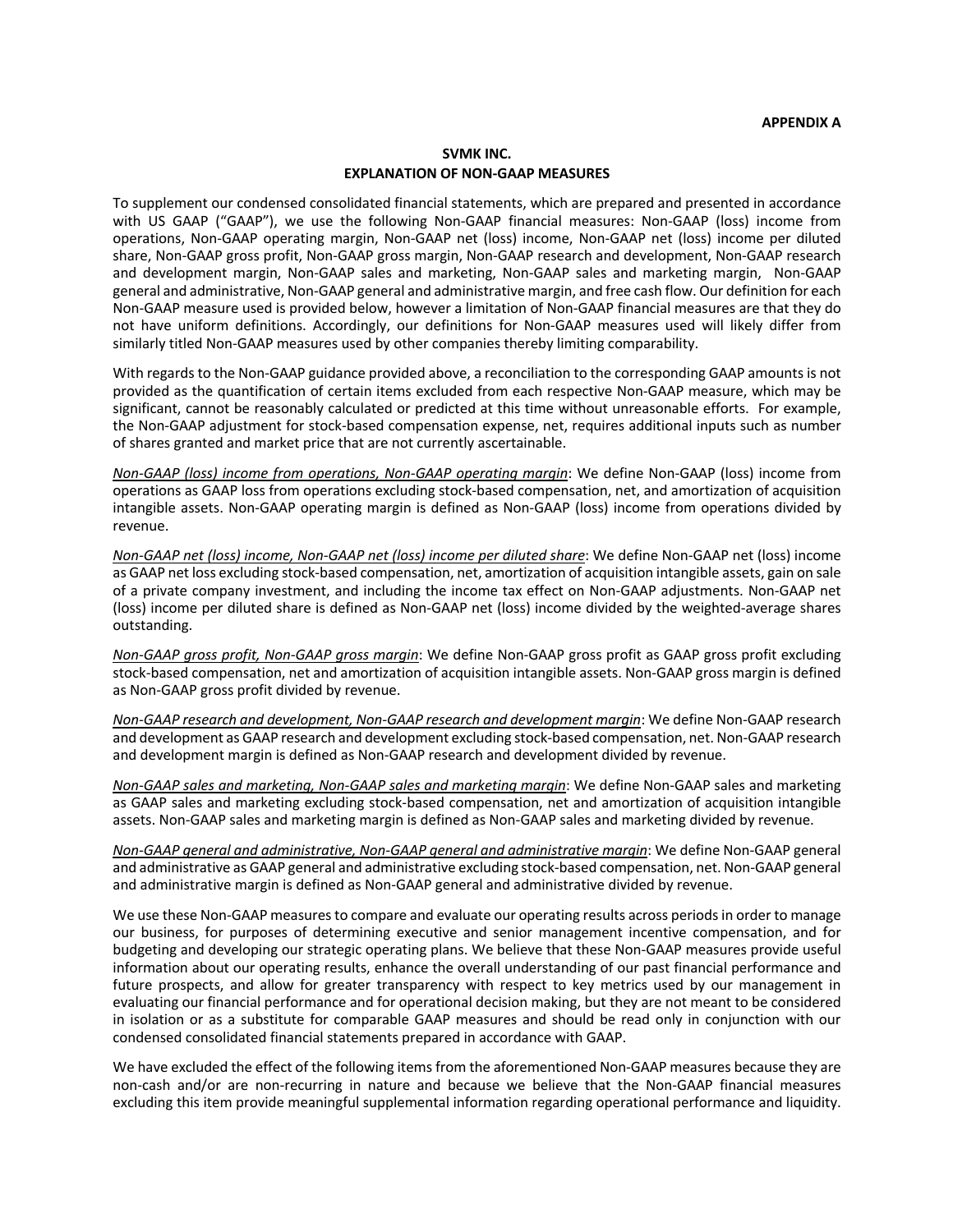**APPENDIX A**

**SVMK INC.**
**EXPLANATION OF NON-GAAP MEASURES**

To supplement our condensed consolidated financial statements, which are prepared and presented in accordance with US GAAP ("GAAP"), we use the following Non-GAAP financial measures: Non-GAAP (loss) income from operations, Non-GAAP operating margin, Non-GAAP net (loss) income, Non-GAAP net (loss) income per diluted share, Non-GAAP gross profit, Non-GAAP gross margin, Non-GAAP research and development, Non-GAAP research and development margin, Non-GAAP sales and marketing, Non-GAAP sales and marketing margin, Non-GAAP general and administrative, Non-GAAP general and administrative margin, and free cash flow. Our definition for each Non-GAAP measure used is provided below, however a limitation of Non-GAAP financial measures are that they do not have uniform definitions. Accordingly, our definitions for Non-GAAP measures used will likely differ from similarly titled Non-GAAP measures used by other companies thereby limiting comparability.

With regards to the Non-GAAP guidance provided above, a reconciliation to the corresponding GAAP amounts is not provided as the quantification of certain items excluded from each respective Non-GAAP measure, which may be significant, cannot be reasonably calculated or predicted at this time without unreasonable efforts. For example, the Non-GAAP adjustment for stock-based compensation expense, net, requires additional inputs such as number of shares granted and market price that are not currently ascertainable.

*Non-GAAP (loss) income from operations, Non-GAAP operating margin*: We define Non-GAAP (loss) income from operations as GAAP loss from operations excluding stock-based compensation, net, and amortization of acquisition intangible assets. Non-GAAP operating margin is defined as Non-GAAP (loss) income from operations divided by revenue.

*Non-GAAP net (loss) income, Non-GAAP net (loss) income per diluted share*: We define Non-GAAP net (loss) income as GAAP net loss excluding stock-based compensation, net, amortization of acquisition intangible assets, gain on sale of a private company investment, and including the income tax effect on Non-GAAP adjustments. Non-GAAP net (loss) income per diluted share is defined as Non-GAAP net (loss) income divided by the weighted-average shares outstanding.

*Non-GAAP gross profit, Non-GAAP gross margin*: We define Non-GAAP gross profit as GAAP gross profit excluding stock-based compensation, net and amortization of acquisition intangible assets. Non-GAAP gross margin is defined as Non-GAAP gross profit divided by revenue.

*Non-GAAP research and development, Non-GAAP research and development margin*: We define Non-GAAP research and development as GAAP research and development excluding stock-based compensation, net. Non-GAAP research and development margin is defined as Non-GAAP research and development divided by revenue.

*Non-GAAP sales and marketing, Non-GAAP sales and marketing margin*: We define Non-GAAP sales and marketing as GAAP sales and marketing excluding stock-based compensation, net and amortization of acquisition intangible assets. Non-GAAP sales and marketing margin is defined as Non-GAAP sales and marketing divided by revenue.

*Non-GAAP general and administrative, Non-GAAP general and administrative margin*: We define Non-GAAP general and administrative as GAAP general and administrative excluding stock-based compensation, net. Non-GAAP general and administrative margin is defined as Non-GAAP general and administrative divided by revenue.

We use these Non-GAAP measures to compare and evaluate our operating results across periods in order to manage our business, for purposes of determining executive and senior management incentive compensation, and for budgeting and developing our strategic operating plans. We believe that these Non-GAAP measures provide useful information about our operating results, enhance the overall understanding of our past financial performance and future prospects, and allow for greater transparency with respect to key metrics used by our management in evaluating our financial performance and for operational decision making, but they are not meant to be considered in isolation or as a substitute for comparable GAAP measures and should be read only in conjunction with our condensed consolidated financial statements prepared in accordance with GAAP.

We have excluded the effect of the following items from the aforementioned Non-GAAP measures because they are non-cash and/or are non-recurring in nature and because we believe that the Non-GAAP financial measures excluding this item provide meaningful supplemental information regarding operational performance and liquidity.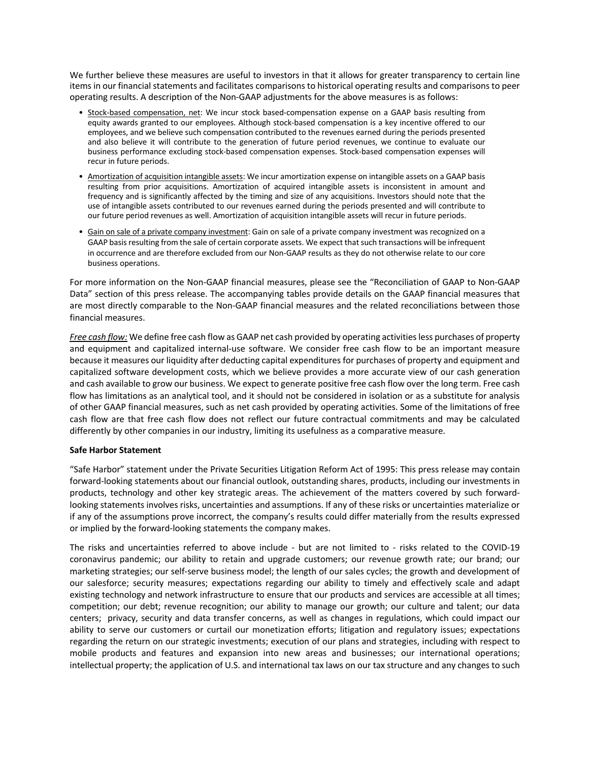We further believe these measures are useful to investors in that it allows for greater transparency to certain line items in our financial statements and facilitates comparisons to historical operating results and comparisons to peer operating results. A description of the Non-GAAP adjustments for the above measures is as follows:

- Stock-based compensation, net: We incur stock based-compensation expense on a GAAP basis resulting from equity awards granted to our employees. Although stock-based compensation is a key incentive offered to our employees, and we believe such compensation contributed to the revenues earned during the periods presented and also believe it will contribute to the generation of future period revenues, we continue to evaluate our business performance excluding stock-based compensation expenses. Stock-based compensation expenses will recur in future periods.
- Amortization of acquisition intangible assets: We incur amortization expense on intangible assets on a GAAP basis resulting from prior acquisitions. Amortization of acquired intangible assets is inconsistent in amount and frequency and is significantly affected by the timing and size of any acquisitions. Investors should note that the use of intangible assets contributed to our revenues earned during the periods presented and will contribute to our future period revenues as well. Amortization of acquisition intangible assets will recur in future periods.
- Gain on sale of a private company investment: Gain on sale of a private company investment was recognized on a GAAP basis resulting from the sale of certain corporate assets. We expect that such transactions will be infrequent in occurrence and are therefore excluded from our Non-GAAP results as they do not otherwise relate to our core business operations.

For more information on the Non-GAAP financial measures, please see the "Reconciliation of GAAP to Non-GAAP Data" section of this press release. The accompanying tables provide details on the GAAP financial measures that are most directly comparable to the Non-GAAP financial measures and the related reconciliations between those financial measures.

*Free cash flow:* We define free cash flow as GAAP net cash provided by operating activities less purchases of property and equipment and capitalized internal-use software. We consider free cash flow to be an important measure because it measures our liquidity after deducting capital expenditures for purchases of property and equipment and capitalized software development costs, which we believe provides a more accurate view of our cash generation and cash available to grow our business. We expect to generate positive free cash flow over the long term. Free cash flow has limitations as an analytical tool, and it should not be considered in isolation or as a substitute for analysis of other GAAP financial measures, such as net cash provided by operating activities. Some of the limitations of free cash flow are that free cash flow does not reflect our future contractual commitments and may be calculated differently by other companies in our industry, limiting its usefulness as a comparative measure.

**Safe Harbor Statement**

"Safe Harbor" statement under the Private Securities Litigation Reform Act of 1995: This press release may contain forward-looking statements about our financial outlook, outstanding shares, products, including our investments in products, technology and other key strategic areas. The achievement of the matters covered by such forward-looking statements involves risks, uncertainties and assumptions. If any of these risks or uncertainties materialize or if any of the assumptions prove incorrect, the company's results could differ materially from the results expressed or implied by the forward-looking statements the company makes.

The risks and uncertainties referred to above include - but are not limited to - risks related to the COVID-19 coronavirus pandemic; our ability to retain and upgrade customers; our revenue growth rate; our brand; our marketing strategies; our self-serve business model; the length of our sales cycles; the growth and development of our salesforce; security measures; expectations regarding our ability to timely and effectively scale and adapt existing technology and network infrastructure to ensure that our products and services are accessible at all times; competition; our debt; revenue recognition; our ability to manage our growth; our culture and talent; our data centers; privacy, security and data transfer concerns, as well as changes in regulations, which could impact our ability to serve our customers or curtail our monetization efforts; litigation and regulatory issues; expectations regarding the return on our strategic investments; execution of our plans and strategies, including with respect to mobile products and features and expansion into new areas and businesses; our international operations; intellectual property; the application of U.S. and international tax laws on our tax structure and any changes to such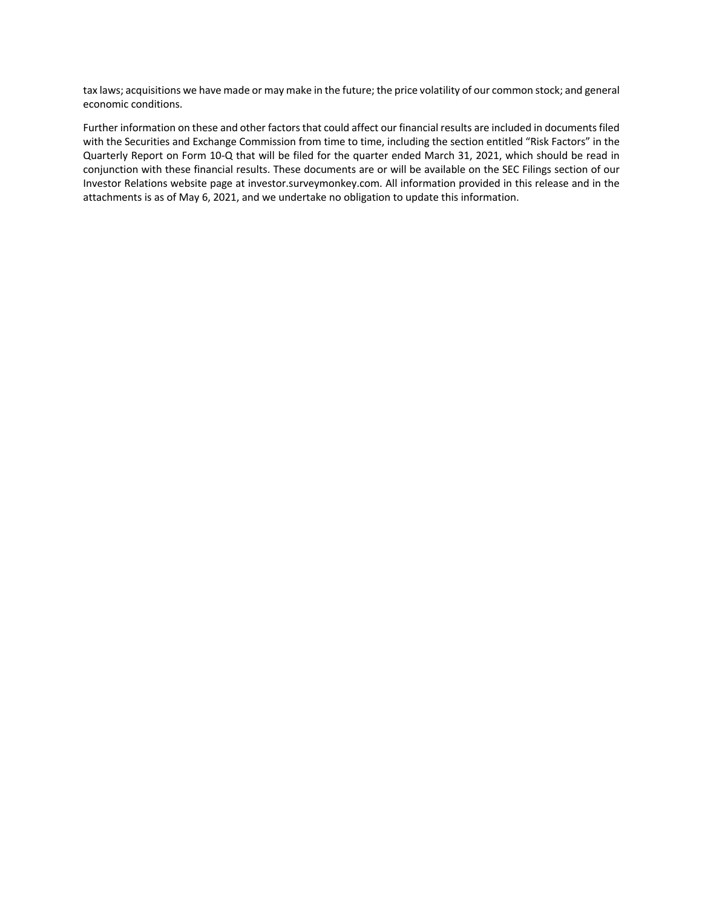tax laws; acquisitions we have made or may make in the future; the price volatility of our common stock; and general economic conditions.

Further information on these and other factors that could affect our financial results are included in documents filed with the Securities and Exchange Commission from time to time, including the section entitled "Risk Factors" in the Quarterly Report on Form 10-Q that will be filed for the quarter ended March 31, 2021, which should be read in conjunction with these financial results. These documents are or will be available on the SEC Filings section of our Investor Relations website page at investor.surveymonkey.com. All information provided in this release and in the attachments is as of May 6, 2021, and we undertake no obligation to update this information.